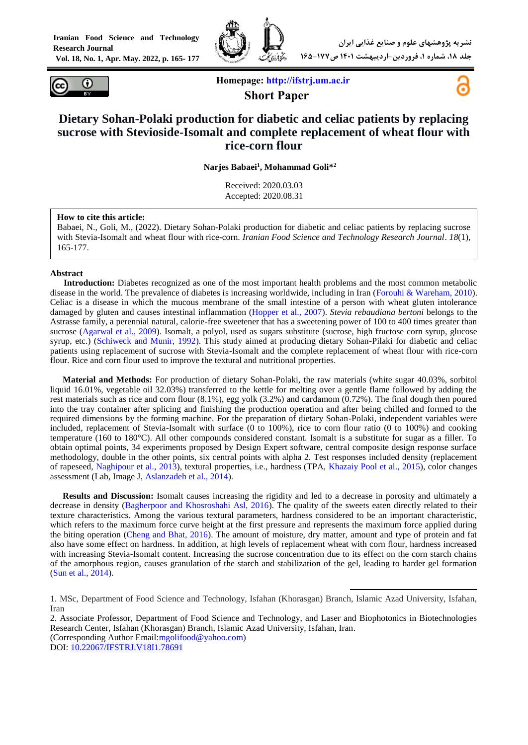Homepage: http://ifstrj.um.ac.ir

**Short Paper**

# Dietary Sohan-Polaki production for diabetic and celiac patients by replacing sucrose with Stevioside-Isomalt and complete replacement of wheat flour with rice-corn flour

**Narjes Babaei[1], Mohammad Goli*[2]**

Received: 2020.03.03
Accepted: 2020.08.31

**How to cite this article:**
Babaei, N., Goli, M., (2022). Dietary Sohan-Polaki production for diabetic and celiac patients by replacing sucrose with Stevia-Isomalt and wheat flour with rice-corn. *Iranian Food Science and Technology Research Journal*. *18*(1), 165-177.

## Abstract

**Introduction:** Diabetes recognized as one of the most important health problems and the most common metabolic disease in the world. The prevalence of diabetes is increasing worldwide, including in Iran (Forouhi & Wareham, 2010). Celiac is a disease in which the mucous membrane of the small intestine of a person with wheat gluten intolerance damaged by gluten and causes intestinal inflammation (Hopper et al., 2007). *Stevia rebaudiana bertoni* belongs to the Astrasse family, a perennial natural, calorie-free sweetener that has a sweetening power of 100 to 400 times greater than sucrose (Agarwal et al., 2009). Isomalt, a polyol, used as sugars substitute (sucrose, high fructose corn syrup, glucose syrup, etc.) (Schiweck and Munir, 1992). This study aimed at producing dietary Sohan-Pilaki for diabetic and celiac patients using replacement of sucrose with Stevia-Isomalt and the complete replacement of wheat flour with rice-corn flour. Rice and corn flour used to improve the textural and nutritional properties.

**Material and Methods:** For production of dietary Sohan-Polaki, the raw materials (white sugar 40.03%, sorbitol liquid 16.01%, vegetable oil 32.03%) transferred to the kettle for melting over a gentle flame followed by adding the rest materials such as rice and corn flour (8.1%), egg yolk (3.2%) and cardamom (0.72%). The final dough then poured into the tray container after splicing and finishing the production operation and after being chilled and formed to the required dimensions by the forming machine. For the preparation of dietary Sohan-Polaki, independent variables were included, replacement of Stevia-Isomalt with surface (0 to 100%), rice to corn flour ratio (0 to 100%) and cooking temperature (160 to 180°C). All other compounds considered constant. Isomalt is a substitute for sugar as a filler. To obtain optimal points, 34 experiments proposed by Design Expert software, central composite design response surface methodology, double in the other points, six central points with alpha 2. Test responses included density (replacement of rapeseed, Naghipour et al., 2013), textural properties, i.e., hardness (TPA, Khazaiy Pool et al., 2015), color changes assessment (Lab, Image J, Aslanzadeh et al., 2014).

**Results and Discussion:** Isomalt causes increasing the rigidity and led to a decrease in porosity and ultimately a decrease in density (Bagherpoor and Khosroshahi Asl, 2016). The quality of the sweets eaten directly related to their texture characteristics. Among the various textural parameters, hardness considered to be an important characteristic, which refers to the maximum force curve height at the first pressure and represents the maximum force applied during the biting operation (Cheng and Bhat, 2016). The amount of moisture, dry matter, amount and type of protein and fat also have some effect on hardness. In addition, at high levels of replacement wheat with corn flour, hardness increased with increasing Stevia-Isomalt content. Increasing the sucrose concentration due to its effect on the corn starch chains of the amorphous region, causes granulation of the starch and stabilization of the gel, leading to harder gel formation (Sun et al., 2014).

---

1. MSc, Department of Food Science and Technology, Isfahan (Khorasgan) Branch, Islamic Azad University, Isfahan, Iran
2. Associate Professor, Department of Food Science and Technology, and Laser and Biophotonics in Biotechnologies Research Center, Isfahan (Khorasgan) Branch, Islamic Azad University, Isfahan, Iran.
(Corresponding Author Email:mgolifood@yahoo.com)
DOI: 10.22067/IFSTRJ.V18I1.78691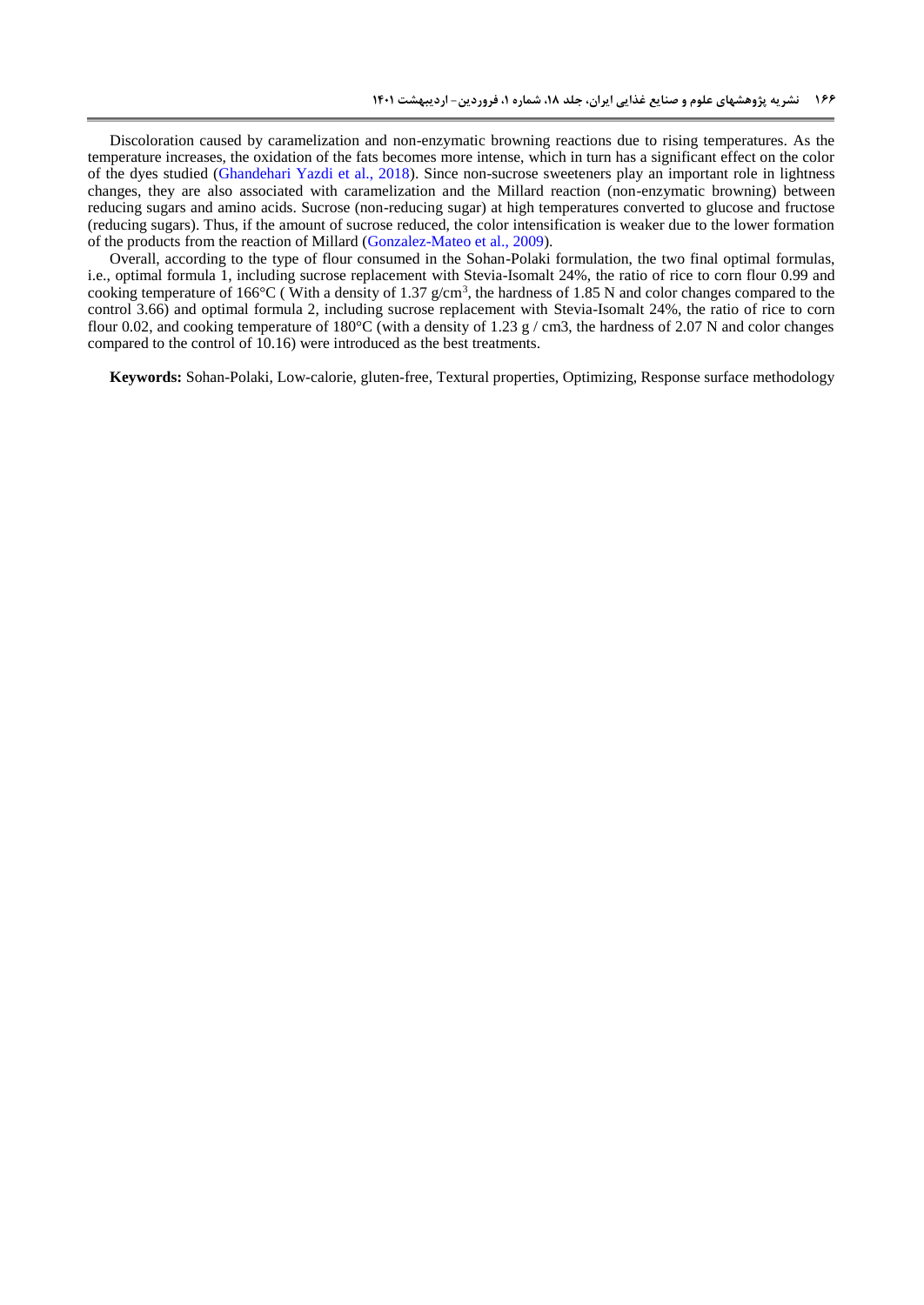Discoloration caused by caramelization and non-enzymatic browning reactions due to rising temperatures. As the temperature increases, the oxidation of the fats becomes more intense, which in turn has a significant effect on the color of the dyes studied (Ghandehari Yazdi et al., 2018). Since non-sucrose sweeteners play an important role in lightness changes, they are also associated with caramelization and the Millard reaction (non-enzymatic browning) between reducing sugars and amino acids. Sucrose (non-reducing sugar) at high temperatures converted to glucose and fructose (reducing sugars). Thus, if the amount of sucrose reduced, the color intensification is weaker due to the lower formation of the products from the reaction of Millard (Gonzalez-Mateo et al., 2009).

Overall, according to the type of flour consumed in the Sohan-Polaki formulation, the two final optimal formulas, i.e., optimal formula 1, including sucrose replacement with Stevia-Isomalt 24%, the ratio of rice to corn flour 0.99 and cooking temperature of 166°C ( With a density of 1.37 g/cm$^3$, the hardness of 1.85 N and color changes compared to the control 3.66) and optimal formula 2, including sucrose replacement with Stevia-Isomalt 24%, the ratio of rice to corn flour 0.02, and cooking temperature of 180°C (with a density of 1.23 g / cm3, the hardness of 2.07 N and color changes compared to the control of 10.16) were introduced as the best treatments.

**Keywords:** Sohan-Polaki, Low-calorie, gluten-free, Textural properties, Optimizing, Response surface methodology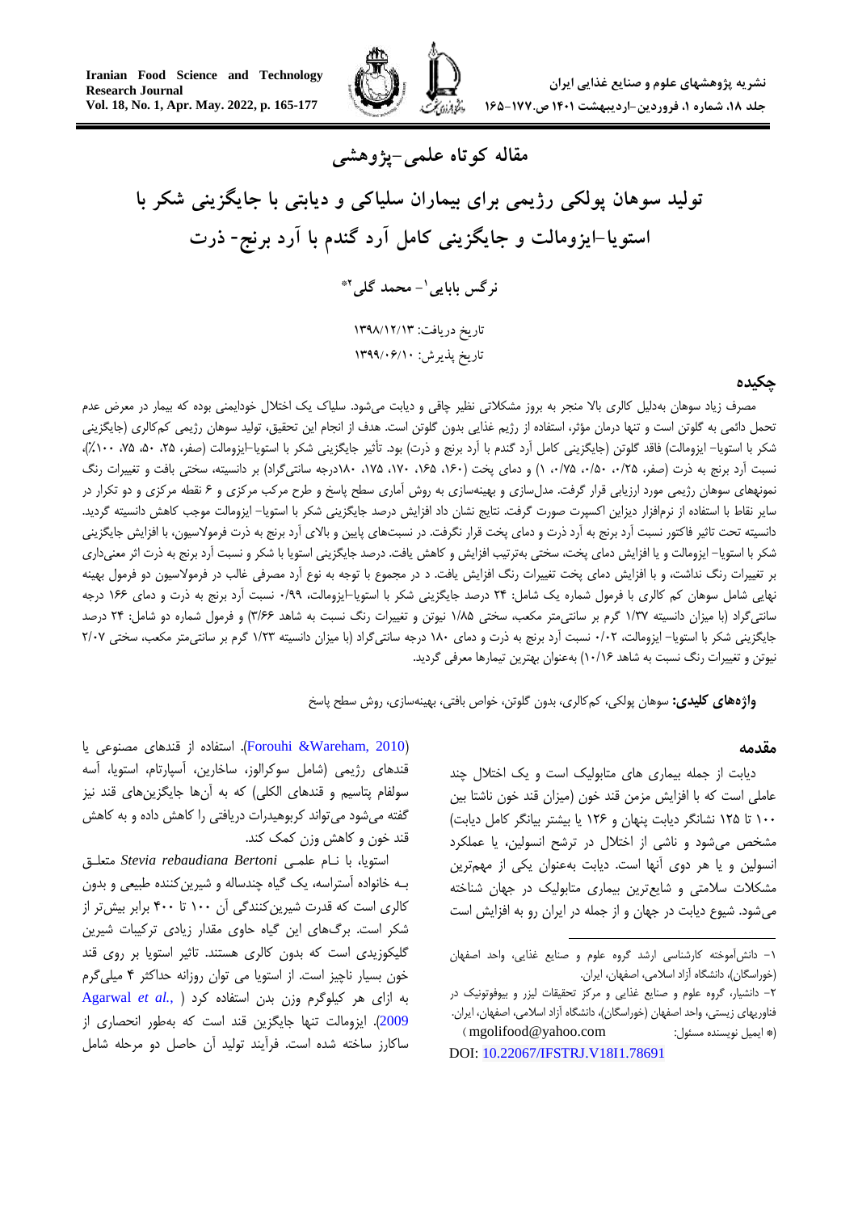مقاله کوتاه علمی-پژوهشی

# تولید سوهان پولکی رژیمی برای بیماران سلیاکی و دیابتی با جایگزینی شکر با استویا-ایزومالت و جایگزینی کامل آرد گندم با آرد برنج- ذرت

نرگس بابایی[1]- محمد گلی[2]*

تاریخ دریافت: ۱۳۹۸/۱۲/۱۳

تاریخ پذیرش: ۱۳۹۹/۰۶/۱۰

## چکیده

مصرف زیاد سوهان به‌دلیل کالری بالا منجر به بروز مشکلاتی نظیر چاقی و دیابت می‌شود. سلیاک یک اختلال خودایمنی بوده که بیمار در معرض عدم تحمل دائمی به گلوتن است و تنها درمان مؤثر، استفاده از رژیم غذایی بدون گلوتن است. هدف از انجام این تحقیق، تولید سوهان رژیمی کم‌کالری (جایگزینی شکر با استویا- ایزومالت) فاقد گلوتن (جایگزینی کامل آرد گندم با آرد برنج و ذرت) بود. تأثیر جایگزینی شکر با استویا-ایزومالت (صفر، ۲۵، ۵۰، ۷۵، ۱۰۰٪)، نسبت آرد برنج به ذرت (صفر، ۰/۲۵، ۰/۵۰، ۰/۷۵، ۱) و دمای پخت (۱۶۰، ۱۶۵، ۱۷۰، ۱۷۵، ۱۸۰درجه سانتی‌گراد) بر دانسیته، سختی بافت و تغییرات رنگ نمونه‌های سوهان رژیمی مورد ارزیابی قرار گرفت. مدل‌سازی و بهینه‌سازی به روش آماری سطح پاسخ و طرح مرکب مرکزی و ۶ نقطه مرکزی و دو تکرار در سایر نقاط با استفاده از نرم‌افزار دیزاین اکسپرت صورت گرفت. نتایج نشان داد افزایش درصد جایگزینی شکر با استویا- ایزومالت موجب کاهش دانسیته گردید. دانسیته تحت تاثیر فاکتور نسبت آرد برنج به آرد ذرت و دمای پخت قرار نگرفت. در نسبت‌های پایین و بالای آرد برنج به ذرت فرمولاسیون، با افزایش جایگزینی شکر با استویا- ایزومالت و یا افزایش دمای پخت، سختی به‌ترتیب افزایش و کاهش یافت. درصد جایگزینی استویا با شکر و نسبت آرد برنج به ذرت اثر معنی‌داری بر تغییرات رنگ نداشت، و با افزایش دمای پخت تغییرات رنگ افزایش یافت. د در مجموع با توجه به نوع آرد مصرفی غالب در فرمولاسیون دو فرمول بهینه نهایی شامل سوهان کم کالری با فرمول شماره یک شامل: ۲۴ درصد جایگزینی شکر با استویا-ایزومالت، ۰/۹۹ نسبت آرد برنج به ذرت و دمای ۱۶۶ درجه سانتی‌گراد (با میزان دانسیته ۱/۳۷ گرم بر سانتی‌متر مکعب، سختی ۱/۸۵ نیوتن و تغییرات رنگ نسبت به شاهد ۳/۶۶) و فرمول شماره دو شامل: ۲۴ درصد جایگزینی شکر با استویا- ایزومالت، ۰/۰۲ نسبت آرد برنج به ذرت و دمای ۱۸۰ درجه سانتی‌گراد (با میزان دانسیته ۱/۲۳ گرم بر سانتی‌متر مکعب، سختی ۲/۰۷ نیوتن و تغییرات رنگ نسبت به شاهد ۱۰/۱۶) به‌عنوان بهترین تیمارها معرفی گردید.

**واژه‌های کلیدی:** سوهان پولکی، کم‌کالری، بدون گلوتن، خواص بافتی، بهینه‌سازی، روش سطح پاسخ

## مقدمه

دیابت از جمله بیماری های متابولیک است و یک اختلال چند عاملی است که با افزایش مزمن قند خون (میزان قند خون ناشتا بین ۱۰۰ تا ۱۲۵ نشانگر دیابت پنهان و ۱۲۶ یا بیشتر بیانگر کامل دیابت) مشخص می‌شود و ناشی از اختلال در ترشح انسولین، یا عملکرد انسولین و یا هر دوی آنها است. دیابت به‌عنوان یکی از مهم‌ترین مشکلات سلامتی و شایع‌ترین بیماری متابولیک در جهان شناخته می‌شود. شیوع دیابت در جهان و از جمله در ایران رو به افزایش است (Forouhi &Wareham, 2010). استفاده از قندهای مصنوعی یا قندهای رژیمی (شامل سوکرالوز، ساخارین، آسپارتام، استویا، آسه سولفام پتاسیم و قندهای الکلی) که به آن‌ها جایگزین‌های قند نیز گفته می‌شود می‌تواند کربوهیدرات دریافتی را کاهش داده و به کاهش قند خون و کاهش وزن کمک کند.

استویا، با نـام علمـی *Stevia rebaudiana Bertoni* متعلـق بـه خانواده آستراسه، یک گیاه چندساله و شیرین‌کننده طبیعی و بدون کالری است که قدرت شیرین‌کنندگی آن ۱۰۰ تا ۴۰۰ برابر بیش‌تر از شکر است. برگ‌های این گیاه حاوی مقدار زیادی ترکیبات شیرین گلیکوزیدی است که بدون کالری هستند. تاثیر استویا بر روی قند خون بسیار ناچیز است. از استویا می توان روزانه حداکثر ۴ میلی‌گرم به ازای هر کیلوگرم وزن بدن استفاده کرد (Agarwal *et al.,* 2009). ایزومالت تنها جایگزین قند است که به‌طور انحصاری از ساکارز ساخته شده است. فرآیند تولید آن حاصل دو مرحله شامل

---

[1] - دانش‌آموخته کارشناسی ارشد گروه علوم و صنایع غذایی، واحد اصفهان (خوراسگان)، دانشگاه آزاد اسلامی، اصفهان، ایران.

[2] - دانشیار، گروه علوم و صنایع غذایی و مرکز تحقیقات لیزر و بیوفوتونیک در فناوریهای زیستی، واحد اصفهان (خوراسگان)، دانشگاه آزاد اسلامی، اصفهان، ایران.

(* ایمیل نویسنده مسئول: mgolifood@yahoo.com)

DOI: 10.22067/IFSTRJ.V18I1.78691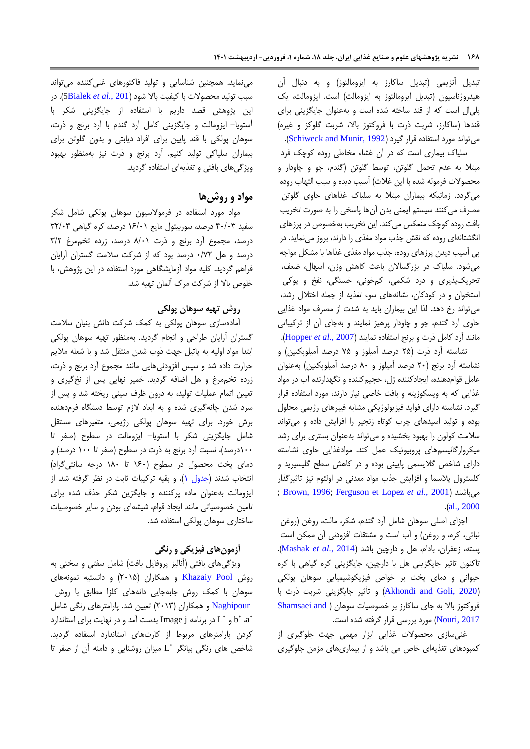تبدیل آنزیمی (تبدیل ساکارز به ایزومالتوز) و به دنبال آن هیدروژناسیون (تبدیل ایزومالتوز به ایزومالت) است. ایزومالت، یک پلی‌ال است که از قند ساخته شده است و به‌عنوان جایگزینی برای قندها (ساکارز، شربت ذرت با فروکتوز بالا، شربت گلوکز و غیره) می‌تواند مورد استفاده قرار گیرد (Schiweck and Munir, 1992).

سلیاک بیماری است که در آن غشاء مخاطی روده کوچک فرد مبتلا به عدم تحمل گلوتن، توسط گلوتن (گندم، جو و چاودار و محصولات فرموله شده با این غلات) آسیب دیده و سبب التهاب روده می‌گردد. زمانیکه بیماران مبتلا به سلیاک غذاهای حاوی گلوتن مصرف می‌کنند سیستم ایمنی بدن آن‌ها پاسخی را به صورت تخریب بافت روده کوچک منعکس می‌کند. این تخریب به‌خصوص در پرزهای انگشتانه‌ای روده که نقش جذب مواد مغذی را دارند، بروز می‌نماید. در پی آسیب دیدن پرزهای روده، جذب مواد مغذی غذاها با مشکل مواجه می‌شود. سلیاک در بزرگسالان باعث کاهش وزن، اسهال، ضعف، تحریک‌پذیری و درد شکمی، کم‌خونی، خستگی، نفخ و پوکی استخوان و در کودکان، نشانه‌های سوء تغذیه از جمله اختلال رشد، می‌تواند رخ دهد. لذا این بیماران باید به شدت از مصرف مواد غذایی حاوی آرد گندم، جو و چاودار پرهیز نمایند و به‌جای آن از ترکیباتی مانند آرد کامل ذرت و برنج استفاده نمایند (Hopper *et al*., 2007).

نشاسته آرد ذرت (۲۵ درصد آمیلوز و ۷۵ درصد آمیلوپکتین) و نشاسته آرد برنج (۲۰ درصد آمیلوز و ۸۰ درصد آمیلوپکتین) به‌عنوان عامل قوام‌دهنده، ایجادکننده ژل، حجیم‌کننده و نگهدارنده آب در مواد غذایی که به ویسکوزیته و بافت خاصی نیاز دارند، مورد استفاده قرار گیرد. نشاسته دارای فواید فیزیولوژیکی مشابه فیبرهای رژیمی محلول بوده و تولید اسیدهای چرب کوتاه زنجیر را افزایش داده و می‌تواند سلامت کولون را بهبود بخشیده و می‌تواند به‌عنوان بستری برای رشد میکروارگانیسم‌های پروبیوتیک عمل کند. موادغذایی حاوی نشاسته دارای شاخص گلایسمی پایینی بوده و در کاهش سطح گلیسرید و کلسترول پلاسما و افزایش جذب مواد معدنی در اولئوم نیز تاثیرگذار می‌باشند (Brown, 1996; Ferguson et Lopez *et al*., 2001; *al*., 2000).

اجزای اصلی سوهان شامل آرد گندم، شکر، مالت، روغن (روغن نباتی، کره، و روغن) و آب است و مشتقات افزودنی آن ممکن است پسته، زعفران، بادام، هل و دارچین باشد (Mashak *et al*., 2014). تاکنون تاثیر جایگزینی هل با دارچین، جایگزینی کره گیاهی با کره حیوانی و دمای پخت بر خواص فیزیکوشیمیایی سوهان پولکی (Akhondi and Goli, 2020) و تأثیر جایگزینی شربت ذرت با فروکتوز بالا به جای ساکارز بر خصوصیات سوهان (Shamsaei and Nouri, 2017) مورد بررسی قرار گرفته شده است.

غنی‌سازی محصولات غذایی ابزار مهمی جهت جلوگیری از کمبودهای تغذیه‌ای خاص می باشد و از بیماری‌های مزمن جلوگیری می‌نماید. همچنین شناسایی و تولید فاکتورهای غنی‌کننده می‌تواند سبب تولید محصولات با کیفیت بالا شود (Bialek *et al*., 2015). در این پژوهش قصد داریم با استفاده از جایگزینی شکر با استویا- ایزومالت و جایگزینی کامل آرد گندم با آرد برنج و ذرت، سوهان پولکی با قند پایین برای افراد دیابتی و بدون گلوتن برای بیماران سلیاکی تولید کنیم. آرد برنج و ذرت نیز به‌منظور بهبود ویژگی‌های بافتی و تغذیه‌ای استفاده گردید.

## مواد و روش‌ها

مواد مورد استفاده در فرمولاسیون سوهان پولکی شامل شکر سفید ۴۰/۰۳ درصد، سوربیتول مایع ۱۶/۰۱ درصد، کره گیاهی ۳۲/۰۳ درصد، مجموع آرد برنج و ذرت ۸/۰۱ درصد، زرده تخم‌مرغ ۳/۲ درصد و هل ۰/۷۲ درصد بود که از شرکت سلامت گستران آرایان فراهم گردید. کلیه مواد آزمایشگاهی مورد استفاده در این پژوهش، با خلوص بالا از شرکت مرک آلمان تهیه شد.

### روش تهیه سوهان پولکی

آماده‌سازی سوهان پولکی به کمک شرکت دانش بنیان سلامت گستران آرایان طراحی و انجام گردید. به‌منظور تهیه سوهان پولکی ابتدا مواد اولیه به پاتیل جهت ذوب شدن منتقل شد و با شعله ملایم حرارت داده شد و سپس افزودنی‌هایی مانند مجموع آرد برنج و ذرت، زرده تخم‌مرغ و هل اضافه گردید. خمیر نهایی پس از نخ‌گیری و تعیین اتمام عملیات تولید، به درون ظرف سینی ریخته شد و پس از سرد شدن چانه‌گیری شده و به ابعاد لازم توسط دستگاه فرم‌دهنده برش خورد. برای تهیه سوهان پولکی رژیمی، متغیرهای مستقل شامل جایگزینی شکر با استویا- ایزومالت در سطوح (صفر تا ۱۰۰درصد)، نسبت آرد برنج به ذرت در سطوح (صفر تا ۱۰۰ درصد) و دمای پخت محصول در سطوح (۱۶۰ تا ۱۸۰ درجه سانتی‌گراد) انتخاب شدند (جدول ۱)، و بقیه ترکیبات ثابت در نظر گرفته شد. از ایزومالت به‌عنوان ماده پرکننده و جایگزین شکر حذف شده برای تامین خصوصیاتی مانند ایجاد قوام، شیشه‌ای بودن و سایر خصوصیات ساختاری سوهان پولکی استفاده شد.

### آزمون‌های فیزیکی و رنگی

ویژگی‌های بافتی (آنالیز پروفایل بافت) شامل سفتی و سختی به روش Khazaiy Pool و همکاران (۲۰۱۵) و دانسیته نمونه‌های سوهان با کمک روش جابه‌جایی دانه‌های کلزا مطابق با روش Naghipour و همکاران (۲۰۱۳) تعیین شد. پارامترهای رنگی شامل $a^*$، $b^*$ و $L^*$ در برنامه Image j بدست آمد و در نهایت برای استاندارد کردن پارامترهای مربوط از کارت‌های استاندارد استفاده گردید. شاخص های رنگی بیانگر $L^*$ میزان روشنایی و دامنه آن از صفر تا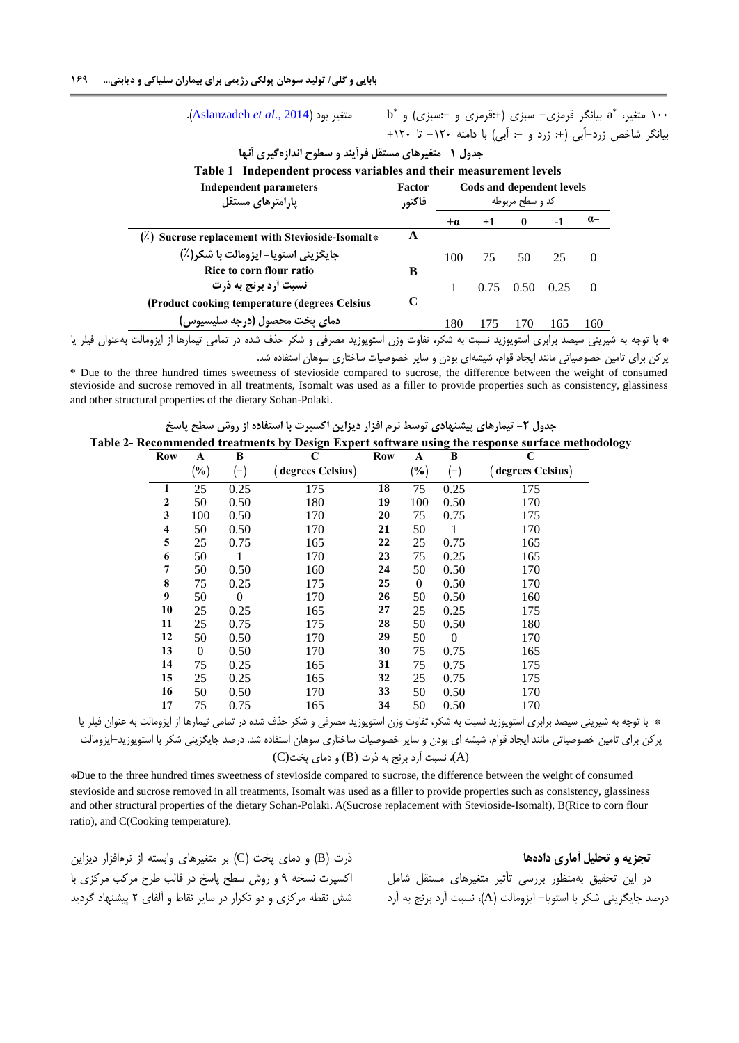۱۰۰ متغیر، $a^*$ بیانگر قرمزی- سبزی (+:قرمزی و -:سبزی) و $b^*$ بیانگر شاخص زرد–آبی (+: زرد و -: آبی) با دامنه ۱۲۰- تا ۱۲۰+ متغیر بود (Aslanzadeh *et al*., 2014).

**جدول ۱- متغیرهای مستقل فرآیند و سطوح اندازه‌گیری آنها**

**Table 1- Independent process variables and their measurement levels**

| Independent parameters<br>پارامترهای مستقل | Factor<br>فاکتور | Cods and dependent levels<br>کد و سطح مربوطه | | | | |
|---|---|---|---|---|---|---|
| | | +α | +1 | 0 | -1 | α– |
| (٪) Sucrose replacement with Stevioside-Isomalt*<br>جایگزینی استویا- ایزومالت با شکر(٪) | A | 100 | 75 | 50 | 25 | 0 |
| Rice to corn flour ratio<br>نسبت آرد برنج به ذرت | B | 1 | 0.75 | 0.50 | 0.25 | 0 |
| (Product cooking temperature (degrees Celsius<br>دمای پخت محصول (درجه سلیسیوس) | C | 180 | 175 | 170 | 165 | 160 |

* با توجه به شیرینی سیصد برابری استویوزید نسبت به شکر، تفاوت وزن استویوزید مصرفی و شکر حذف شده در تمامی تیمارها از ایزومالت به‌عنوان فیلر یا پرکن برای تامین خصوصیاتی مانند ایجاد قوام، شیشه‌ای بودن و سایر خصوصیات ساختاری سوهان استفاده شد.

* Due to the three hundred times sweetness of stevioside compared to sucrose, the difference between the weight of consumed stevioside and sucrose removed in all treatments, Isomalt was used as a filler to provide properties such as consistency, glassiness and other structural properties of the dietary Sohan-Polaki.

**جدول ۲- تیمارهای پیشنهادی توسط نرم افزار دیزاین اکسپرت با استفاده از روش سطح پاسخ**

**Table 2- Recommended treatments by Design Expert software using the response surface methodology**

| Row | A (%) | B (–) | C (degrees Celsius) | Row | A (%) | B (–) | C (degrees Celsius) |
|---|---|---|---|---|---|---|---|
| 1 | 25 | 0.25 | 175 | 18 | 75 | 0.25 | 175 |
| 2 | 50 | 0.50 | 180 | 19 | 100 | 0.50 | 170 |
| 3 | 100 | 0.50 | 170 | 20 | 75 | 0.75 | 175 |
| 4 | 50 | 0.50 | 170 | 21 | 50 | 1 | 170 |
| 5 | 25 | 0.75 | 165 | 22 | 25 | 0.75 | 165 |
| 6 | 50 | 1 | 170 | 23 | 75 | 0.25 | 165 |
| 7 | 50 | 0.50 | 160 | 24 | 50 | 0.50 | 170 |
| 8 | 75 | 0.25 | 175 | 25 | 0 | 0.50 | 170 |
| 9 | 50 | 0 | 170 | 26 | 50 | 0.50 | 160 |
| 10 | 25 | 0.25 | 165 | 27 | 25 | 0.25 | 175 |
| 11 | 25 | 0.75 | 175 | 28 | 50 | 0.50 | 180 |
| 12 | 50 | 0.50 | 170 | 29 | 50 | 0 | 170 |
| 13 | 0 | 0.50 | 170 | 30 | 75 | 0.75 | 165 |
| 14 | 75 | 0.25 | 165 | 31 | 75 | 0.75 | 175 |
| 15 | 25 | 0.25 | 165 | 32 | 25 | 0.75 | 175 |
| 16 | 50 | 0.50 | 170 | 33 | 50 | 0.50 | 170 |
| 17 | 75 | 0.75 | 165 | 34 | 50 | 0.50 | 170 |

* با توجه به شیرینی سیصد برابری استویوزید نسبت به شکر، تفاوت وزن استویوزید مصرفی و شکر حذف شده در تمامی تیمارها از ایزومالت به عنوان فیلر یا پرکن برای تامین خصوصیاتی مانند ایجاد قوام، شیشه ای بودن و سایر خصوصیات ساختاری سوهان استفاده شد. درصد جایگزینی شکر با استویوزید–ایزومالت (A)، نسبت آرد برنج به ذرت (B) و دمای پخت(C)

*Due to the three hundred times sweetness of stevioside compared to sucrose, the difference between the weight of consumed stevioside and sucrose removed in all treatments, Isomalt was used as a filler to provide properties such as consistency, glassiness and other structural properties of the dietary Sohan-Polaki. A(Sucrose replacement with Stevioside-Isomalt), B(Rice to corn flour ratio), and C(Cooking temperature).

## تجزیه و تحلیل آماری داده‌ها

در این تحقیق به‌منظور بررسی تأثیر متغیرهای مستقل شامل درصد جایگزینی شکر با استویا- ایزومالت (A)، نسبت آرد برنج به آرد ذرت (B) و دمای پخت (C) بر متغیرهای وابسته از نرم‌افزار دیزاین اکسپرت نسخه ۹ و روش سطح پاسخ در قالب طرح مرکب مرکزی با شش نقطه مرکزی و دو تکرار در سایر نقاط و آلفای ۲ پیشنهاد گردید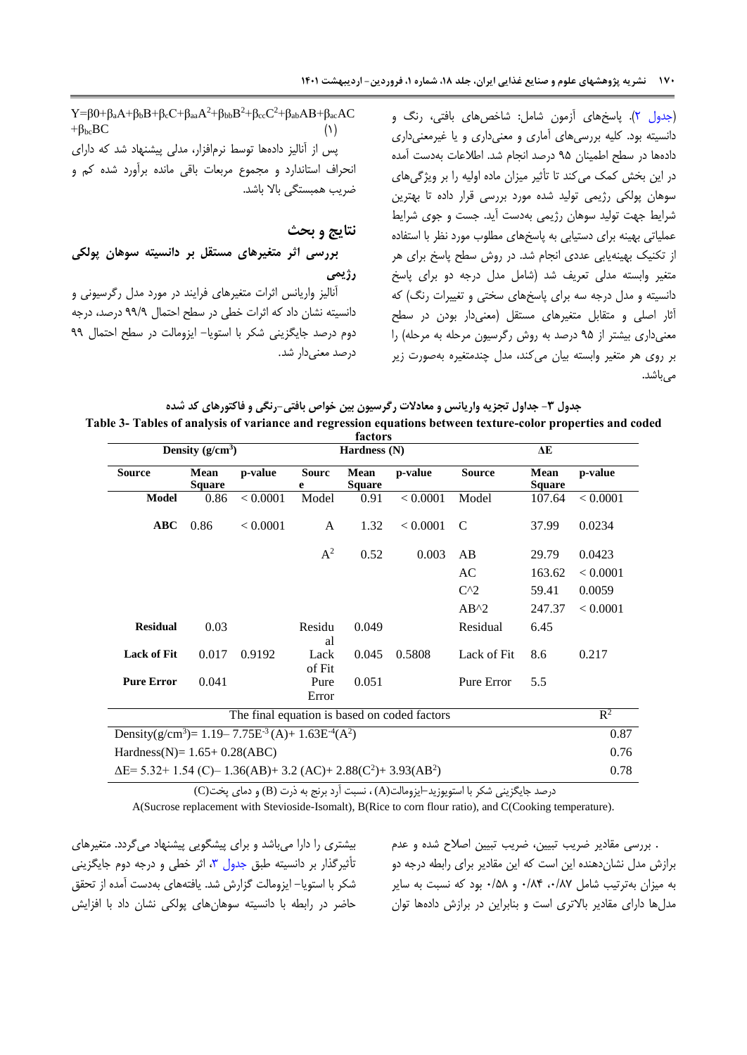(جدول ۲). پاسخ‌های آزمون شامل: شاخص‌های بافتی، رنگ و دانسیته بود. کلیه بررسی‌های آماری و معنی‌داری و یا غیرمعنی‌داری داده‌ها در سطح اطمینان ۹۵ درصد انجام شد. اطلاعات به‌دست آمده در این بخش کمک می‌کند تا تأثیر میزان ماده اولیه را بر ویژگی‌های سوهان پولکی رژیمی تولید شده مورد بررسی قرار داده تا بهترین شرایط جهت تولید سوهان رژیمی به‌دست آید. جست و جوی شرایط عملیاتی بهینه برای دستیابی به پاسخ‌های مطلوب مورد نظر با استفاده از تکنیک بهینه‌یابی عددی انجام شد. در روش سطح پاسخ برای هر متغیر وابسته مدلی تعریف شد (شامل مدل درجه دو برای پاسخ دانسیته و مدل درجه سه برای پاسخ‌های سختی و تغییرات رنگ) که آثار اصلی و متقابل متغیرهای مستقل (معنی‌دار بودن در سطح معنی‌داری بیشتر از ۹۵ درصد به روش رگرسیون مرحله به مرحله) را بر روی هر متغیر وابسته بیان می‌کند، مدل چندمتغیره به‌صورت زیر می‌باشد.

$$Y=\beta_0+\beta_a A+\beta_b B+\beta_c C+\beta_{aa}A^2+\beta_{bb}B^2+\beta_{cc}C^2+\beta_{ab}AB+\beta_{ac}AC+\beta_{bc}BC \quad (1)$$

پس از آنالیز داده‌ها توسط نرم‌افزار، مدلی پیشنهاد شد که دارای انحراف استاندارد و مجموع مربعات باقی مانده برآورد شده کم و ضریب همبستگی بالا باشد.

## نتایج و بحث

### بررسی اثر متغیرهای مستقل بر دانسیته سوهان پولکی رژیمی

آنالیز واریانس اثرات متغیرهای فرایند در مورد مدل رگرسیونی و دانسیته نشان داد که اثرات خطی در سطح احتمال ۹۹/۹ درصد، درجه دوم درصد جایگزینی شکر با استویا- ایزومالت در سطح احتمال ۹۹ درصد معنی‌دار شد.

**جدول ۳- جداول تجزیه واریانس و معادلات رگرسیون بین خواص بافتی-رنگی و فاکتورهای کد شده**

**Table 3- Tables of analysis of variance and regression equations between texture-color properties and coded factors**

| Density ($g/cm^3$) | | | Hardness (N) | | | ΔE | | |
|---|---|---|---|---|---|---|---|---|
| **Source** | **Mean Square** | **p-value** | **Source** | **Mean Square** | **p-value** | **Source** | **Mean Square** | **p-value** |
| **Model** | 0.86 | < 0.0001 | Model | 0.91 | < 0.0001 | Model | 107.64 | < 0.0001 |
| **ABC** | 0.86 | < 0.0001 | A | 1.32 | < 0.0001 | C | 37.99 | 0.0234 |
| | | | $A^2$ | 0.52 | 0.003 | AB | 29.79 | 0.0423 |
| | | | | | | AC | 163.62 | < 0.0001 |
| | | | | | | C^2 | 59.41 | 0.0059 |
| | | | | | | AB^2 | 247.37 | < 0.0001 |
| **Residual** | 0.03 | | Residual | 0.049 | | Residual | 6.45 | |
| **Lack of Fit** | 0.017 | 0.9192 | Lack of Fit | 0.045 | 0.5808 | Lack of Fit | 8.6 | 0.217 |
| **Pure Error** | 0.041 | | Pure Error | 0.051 | | Pure Error | 5.5 | |

| The final equation is based on coded factors | $R^2$ |
|---|---|
| Density($g/cm^3$)= $1.19- 7.75E^{-3}(A)+ 1.63E^{-4}(A^2)$ | 0.87 |
| Hardness(N)= $1.65+ 0.28(ABC)$ | 0.76 |
| $\Delta E= 5.32+ 1.54 (C)- 1.36(AB)+ 3.2 (AC)+ 2.88(C^2)+ 3.93(AB^2)$ | 0.78 |

درصد جایگزینی شکر با استویوزید-ایزومالت(A) ، نسبت آرد برنج به ذرت (B) و دمای پخت(C)

A(Sucrose replacement with Stevioside-Isomalt), B(Rice to corn flour ratio), and C(Cooking temperature).

. بررسی مقادیر ضریب تبیین، ضریب تبیین اصلاح شده و عدم برازش مدل نشان‌دهنده این است که این مقادیر برای رابطه درجه دو به میزان به‌ترتیب شامل ۰/۸۷، ۰/۸۴ و ۰/۵۸ بود که نسبت به سایر مدل‌ها دارای مقادیر بالاتری است و بنابراین در برازش داده‌ها توان بیشتری را دارا می‌باشد و برای پیشگویی پیشنهاد می‌گردد. متغیرهای تأثیرگذار بر دانسیته طبق جدول ۳، اثر خطی و درجه دوم جایگزینی شکر با استویا- ایزومالت گزارش شد. یافته‌های به‌دست آمده از تحقق حاضر در رابطه با دانسیته سوهان‌های پولکی نشان داد که با افزایش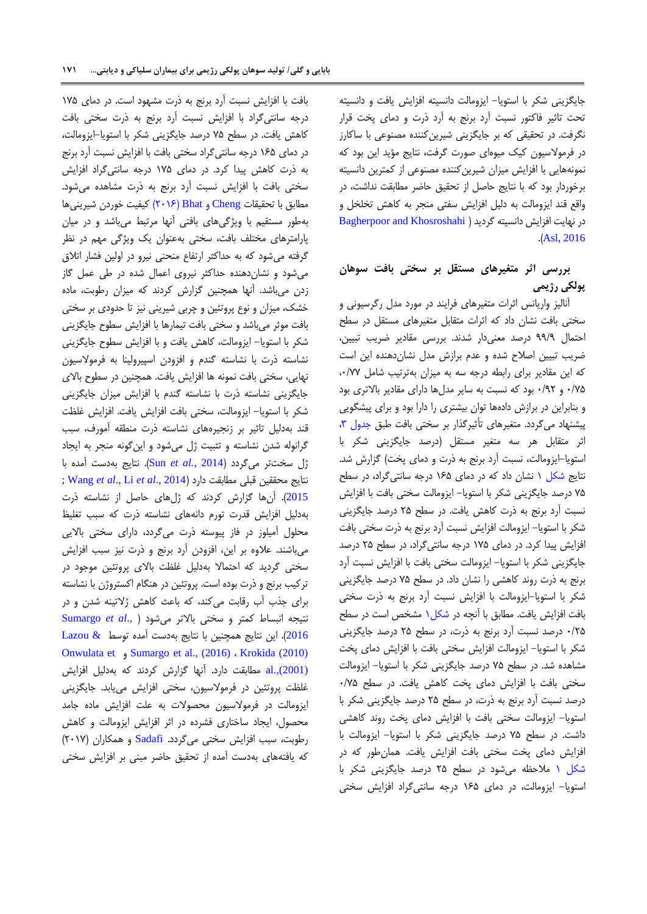جایگزینی شکر با استویا- ایزومالت دانسیته افزایش یافت و دانسیته تحت تاثیر فاکتور نسبت آرد برنج به ذرت و دمای پخت قرار نگرفت. در تحقیقی که بر جایگزینی شیرین‌کننده مصنوعی با ساکارز در فرمولاسیون کیک میوه‌ای صورت گرفت، نتایج مؤید این بود که نمونه‌هایی با افزایش میزان شیرین‌کننده مصنوعی از کمترین دانسیته برخوردار بود که با نتایج حاصل از تحقیق حاضر مطابقت نداشت، در واقع قند ایزومالت به دلیل افزایش سفتی منجر به کاهش تخلخل و در نهایت افزایش دانسیته گردید ( Bagherpoor and Khosroshahi Asl, 2016).

## بررسی اثر متغیرهای مستقل بر سختی بافت سوهان پولکی رژیمی

آنالیز واریانس اثرات متغیرهای فرایند در مورد مدل رگرسیونی و سختی بافت نشان داد که اثرات متقابل متغیرهای مستقل در سطح احتمال ۹۹/۹ درصد معنی‌دار شدند. بررسی مقادیر ضریب تبیین، ضریب تبیین اصلاح شده و عدم برازش مدل نشان‌دهنده این است که این مقادیر برای رابطه درجه سه به میزان به‌ترتیب شامل ۰/۷۷، ۰/۷۵ و ۰/۹۲ بود که نسبت به سایر مدل‌ها دارای مقادیر بالاتری بود و بنابراین در برازش داده‌ها توان بیشتری را دارا بود و برای پیشگویی پیشنهاد می‌گردد. متغیرهای تأثیرگذار بر سختی بافت طبق جدول ۳، اثر متقابل هر سه متغیر مستقل (درصد جایگزینی شکر با استویا-ایزومالت، نسبت آرد برنج به ذرت و دمای پخت) گزارش شد. نتایج شکل ۱ نشان داد که در دمای ۱۶۵ درجه سانتی‌گراد، در سطح ۷۵ درصد جایگزینی شکر با استویا- ایزومالت سختی بافت با افزایش نسبت آرد برنج به ذرت کاهش یافت. در سطح ۲۵ درصد جایگزینی شکر با استویا- ایزومالت افزایش نسبت آرد برنج به ذرت سختی بافت افزایش پیدا کرد. در دمای ۱۷۵ درجه سانتی‌گراد، در سطح ۲۵ درصد جایگزینی شکر با استویا- ایزومالت سختی بافت با افزایش نسبت آرد برنج به ذرت روند کاهشی را نشان داد. در سطح ۷۵ درصد جایگزینی شکر با استویا-ایزومالت با افزایش نسبت آرد برنج به ذرت سختی بافت افزایش یافت. مطابق با آنچه در شکل ۱ مشخص است در سطح ۰/۲۵ درصد نسبت آرد برنج به ذرت، در سطح ۲۵ درصد جایگزینی شکر با استویا- ایزومالت افزایش سختی بافت با افزایش دمای پخت مشاهده شد. در سطح ۷۵ درصد جایگزینی شکر با استویا- ایزومالت سختی بافت با افزایش دمای پخت کاهش یافت. در سطح ۰/۷۵ درصد نسبت آرد برنج به ذرت، در سطح ۲۵ درصد جایگزینی شکر با استویا- ایزومالت سختی بافت با افزایش دمای پخت روند کاهشی داشت. در سطح ۷۵ درصد جایگزینی شکر با استویا- ایزومالت با افزایش دمای پخت سختی بافت افزایش یافت. همان‌طور که در شکل ۱ ملاحظه می‌شود در سطح ۲۵ درصد جایگزینی شکر با استویا- ایزومالت، در دمای ۱۶۵ درجه سانتی‌گراد افزایش سختی بافت با افزایش نسبت آرد برنج به ذرت مشهود است. در دمای ۱۷۵ درجه سانتی‌گراد با افزایش نسبت آرد برنج به ذرت سختی بافت کاهش یافت. در سطح ۷۵ درصد جایگزینی شکر با استویا-ایزومالت، در دمای ۱۶۵ درجه سانتی‌گراد سختی بافت با افزایش نسبت آرد برنج به ذرت کاهش پیدا کرد. در دمای ۱۷۵ درجه سانتی‌گراد افزایش سختی بافت با افزایش نسبت آرد برنج به ذرت مشاهده می‌شود. مطابق با تحقیقات Cheng و Bhat (۲۰۱۶) کیفیت خوردن شیرینی‌ها به‌طور مستقیم با ویژگی‌های بافتی آنها مرتبط می‌باشد و در میان پارامترهای مختلف بافت، سختی به‌عنوان یک ویژگی مهم در نظر گرفته می‌شود که به حداکثر ارتفاع منحنی نیرو در اولین فشار اتلاق می‌شود و نشان‌دهنده حداکثر نیروی اعمال شده در طی عمل گاز زدن می‌باشد. آنها همچنین گزارش کردند که میزان رطوبت، ماده خشک، میزان و نوع پروتئین و چربی شیرینی نیز تا حدودی بر سختی بافت موثر می‌باشد و سختی بافت تیمارها با افزایش سطوح جایگزینی شکر با استویا- ایزومالت، کاهش یافت و با افزایش سطوح جایگزینی نشاسته ذرت با نشاسته گندم و افزودن اسپیرولینا به فرمولاسیون نهایی، سختی بافت نمونه ها افزایش یافت. همچنین در سطوح بالای جایگزینی نشاسته ذرت با نشاسته گندم با افزایش میزان جایگزینی شکر با استویا- ایزومالت، سختی بافت افزایش یافت. افزایش غلظت قند به‌دلیل تاثیر بر زنجیره‌های نشاسته ذرت منطقه آمورف، سبب گرانوله شدن نشاسته و تثبیت ژل می‌شود و این‌گونه منجر به ایجاد ژل سخت‌تر می‌گردد (Sun *et al.*, 2014). نتایج به‌دست آمده با نتایج محققین قبلی مطابقت دارد (Li *et al.*, 2014; Wang *et al.*, 2015). آن‌ها گزارش کردند که ژل‌های حاصل از نشاسته ذرت به‌دلیل افزایش قدرت تورم دانه‌های نشاسته ذرت که سبب تغلیظ محلول آمیلوز در فاز پیوسته ذرت می‌گردد، دارای سختی بالایی می‌باشند. علاوه بر این، افزودن آرد برنج و ذرت نیز سبب افزایش سختی گردید که احتمالا به‌دلیل غلظت بالای پروتئین موجود در ترکیب برنج و ذرت بوده است. پروتئین در هنگام اکستروژن با نشاسته برای جذب آب رقابت می‌کند، که باعث کاهش ژلاتینه شدن و در نتیجه انبساط کمتر و سختی بالاتر می‌شود ( Sumargo *et al.*, 2016). این نتایج همچنین با نتایج به‌دست آمده توسط Lazou & Krokida (2010)، Sumargo et al., (2016) و Onwulata et al.,(2001) مطابقت دارد. آنها گزارش کردند که به‌دلیل افزایش غلظت پروتئین در فرمولاسیون، سختی افزایش می‌یابد. جایگزینی ایزومالت در فرمولاسیون محصولات به علت افزایش ماده جامد محصول، ایجاد ساختاری فشرده در اثر افزایش ایزومالت و کاهش رطوبت، سبب افزایش سختی می‌گردد. Sadafi و همکاران (۲۰۱۷) که یافته‌های به‌دست آمده از تحقیق حاضر مبنی بر افزایش سختی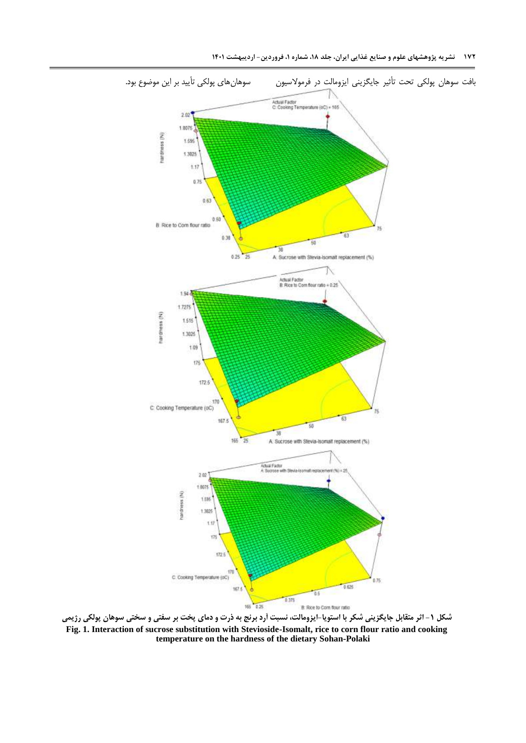بافت سوهان پولکی تحت تأثیر جایگزینی ایزومالت در فرمولاسیون سوهان‌های پولکی تأیید بر این موضوع بود.

شکل ۱- اثر متقابل جایگزینی شکر با استویا-ایزومالت، نسبت آرد برنج به ذرت و دمای پخت بر سفتی و سختی سوهان پولکی رژیمی

**Fig. 1. Interaction of sucrose substitution with Stevioside-Isomalt, rice to corn flour ratio and cooking temperature on the hardness of the dietary Sohan-Polaki**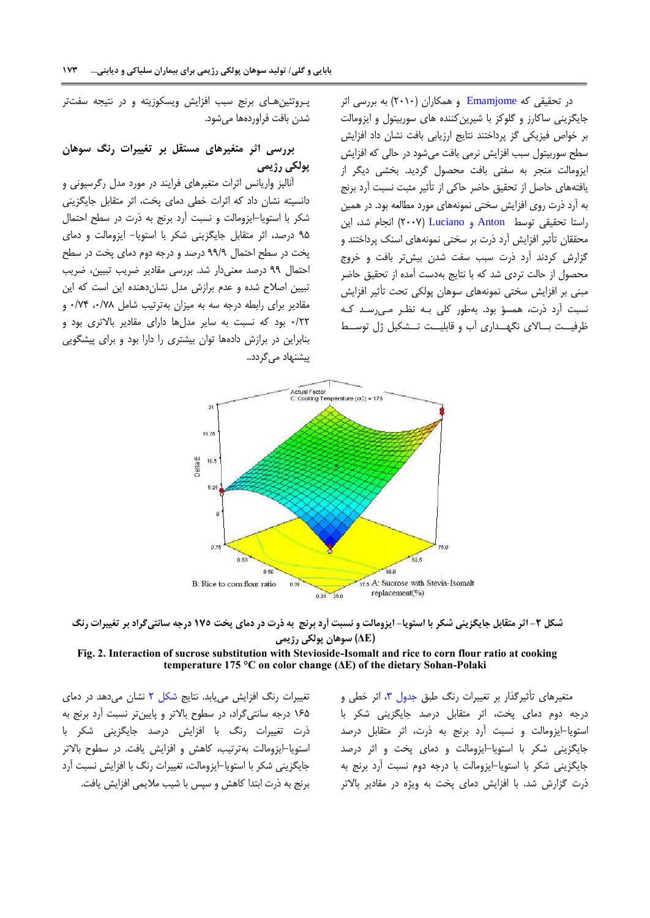در تحقیقی که Emamjome و همکاران (۲۰۱۰) به بررسی اثر جایگزینی ساکارز و گلوکز با شیرین‌کننده های سوربیتول و ایزومالت بر خواص فیزیکی گز پرداختند نتایج ارزیابی بافت نشان داد افزایش سطح سوربیتول سبب افزایش نرمی بافت می‌شود در حالی که افزایش ایزومالت منجر به سفتی بافت محصول گردید. بخشی دیگر از یافته‌های حاصل از تحقیق حاضر حاکی از تأثیر مثبت نسبت آرد برنج به آرد ذرت روی افزایش سختی نمونه‌های مورد مطالعه بود. در همین راستا تحقیقی توسط Anton و Luciano (۲۰۰۷) انجام شد، این محققان تأثیر افزایش آرد ذرت بر سختی نمونه‌های اسنک پرداختند و گزارش کردند آرد ذرت سبب سفت شدن بیش‌تر بافت و خروج محصول از حالت تردی شد که با نتایج بدست آمده از تحقیق حاضر مبنی بر افزایش سختی نمونه‌های سوهان پولکی تحت تأثیر افزایش نسبت آرد ذرت، همسؤ بود. به‌طور کلی بـه نظـر مـی‌رسـد کـه ظرفیـت بـالای نگهـداری آب و قابلیـت تـشکیل ژل توسـط پـروتئین‌هـای برنج سبب افزایش ویسکوزیته و در نتیجه سفت‌تر شدن بافت فراورده‌ها می‌شود.

## بررسی اثر متغیرهای مستقل بر تغییرات رنگ سوهان پولکی رژیمی

آنالیز واریانس اثرات متغیرهای فرایند در مورد مدل رگرسیونی و دانسیته نشان داد که اثرات خطی دمای پخت، اثر متقابل جایگزینی شکر با استویا-ایزومالت و نسبت آرد برنج به ذرت در سطح احتمال ۹۵ درصد، اثر متقابل جایگزینی شکر با استویا- ایزومالت و دمای پخت در سطح احتمال ۹۹/۹ درصد و درجه دوم دمای پخت در سطح احتمال ۹۹ درصد معنی‌دار شد. بررسی مقادیر ضریب تبیین، ضریب تبیین اصلاح شده و عدم برازش مدل نشان‌دهنده این است که این مقادیر برای رابطه درجه سه به میزان به‌ترتیب شامل ۰/۷۸، ۰/۷۴ و ۰/۲۲ بود که نسبت به سایر مدل‌ها دارای مقادیر بالاتری بود و بنابراین در برازش داده‌ها توان بیشتری را دارا بود و برای پیشگویی پیشنهاد می‌گردد..

شکل ۲- اثر متقابل جایگزینی شکر با استویا- ایزومالت و نسبت آرد برنج به ذرت در دمای پخت ۱۷۵ درجه سانتی‌گراد بر تغییرات رنگ (ΔE) سوهان پولکی رژیمی

**Fig. 2. Interaction of sucrose substitution with Stevioside-Isomalt and rice to corn flour ratio at cooking temperature 175 °C on color change (ΔE) of the dietary Sohan-Polaki**

متغیرهای تأثیرگذار بر تغییرات رنگ طبق جدول ۳، اثر خطی و درجه دوم دمای پخت، اثر متقابل درصد جایگزینی شکر با استویا-ایزومالت و نسبت آرد برنج به ذرت، اثر متقابل درصد جایگزینی شکر با استویا-ایزومالت و دمای پخت و اثر درصد جایگزینی شکر با استویا-ایزومالت با درجه دوم نسبت آرد برنج به ذرت گزارش شد. با افزایش دمای پخت به ویژه در مقادیر بالاتر تغییرات رنگ افزایش می‌یابد. نتایج شکل ۲ نشان می‌دهد در دمای ۱۶۵ درجه سانتی‌گراد، در سطوح بالاتر و پایین‌تر نسبت آرد برنج به ذرت تغییرات رنگ با افزایش درصد جایگزینی شکر با استویا-ایزومالت به‌ترتیب، کاهش و افزایش یافت. در سطوح بالاتر جایگزینی شکر با استویا-ایزومالت، تغییرات رنگ با افزایش نسبت آرد برنج به ذرت ابتدا کاهش و سپس با شیب ملایمی افزایش یافت.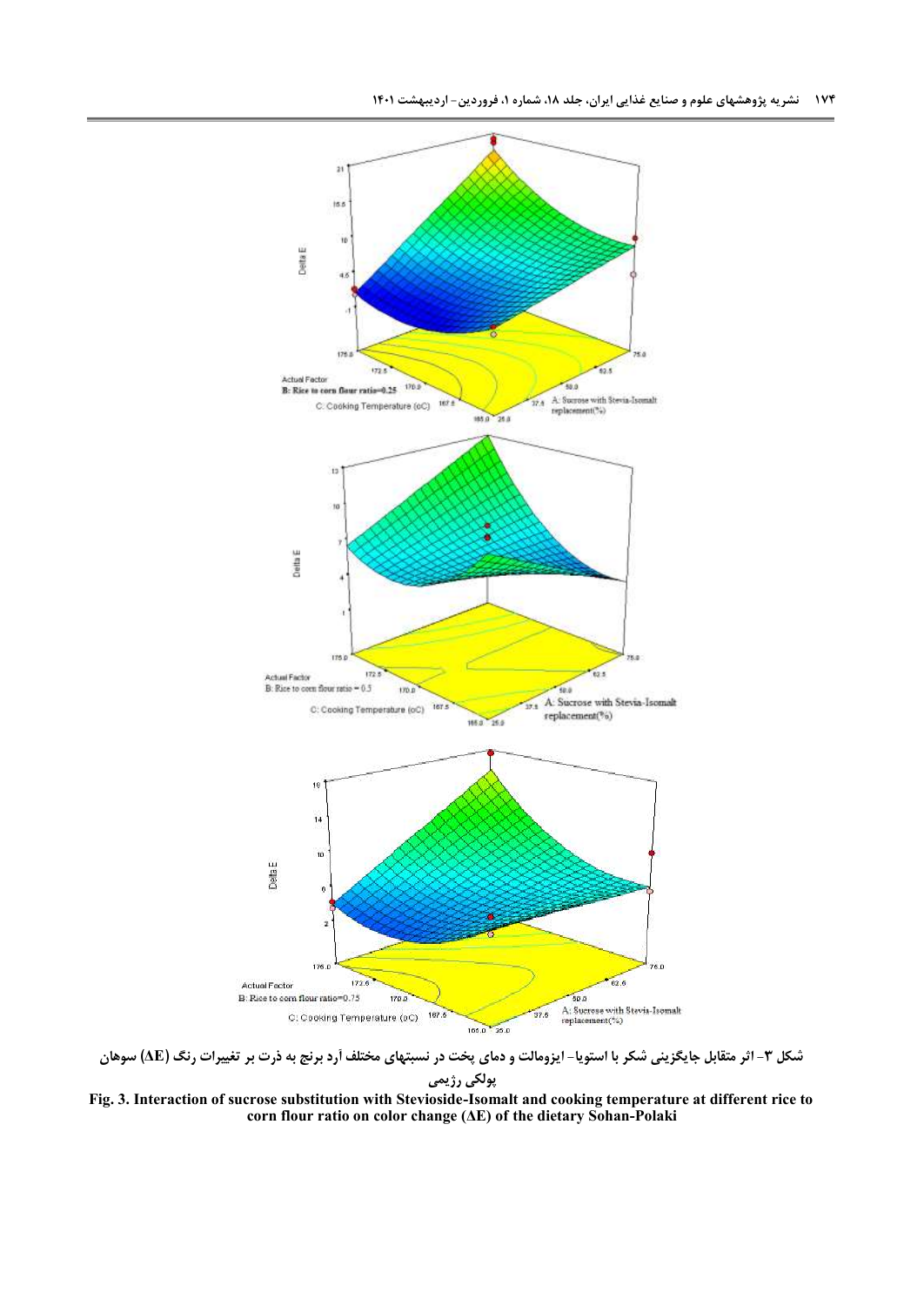شکل ۳- اثر متقابل جایگزینی شکر با استویا- ایزومالت و دمای پخت در نسبتهای مختلف آرد برنج به ذرت بر تغییرات رنگ (ΔE) سوهان پولکی رژیمی

**Fig. 3. Interaction of sucrose substitution with Stevioside-Isomalt and cooking temperature at different rice to corn flour ratio on color change (ΔE) of the dietary Sohan-Polaki**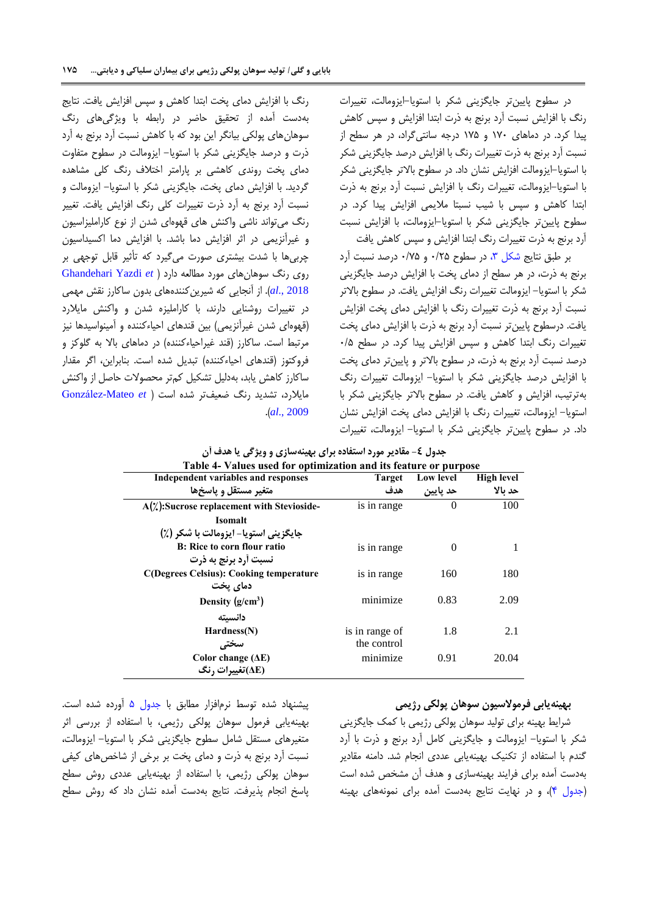در سطوح پایین‌تر جایگزینی شکر با استویا-ایزومالت، تغییرات رنگ با افزایش نسبت آرد برنج به ذرت ابتدا افزایش و سپس کاهش پیدا کرد. در دماهای ۱۷۰ و ۱۷۵ درجه سانتی‌گراد، در هر سطح از نسبت آرد برنج به ذرت تغییرات رنگ با افزایش درصد جایگزینی شکر با استویا-ایزومالت افزایش نشان داد. در سطوح بالاتر جایگزینی شکر با استویا-ایزومالت، تغییرات رنگ با افزایش نسبت آرد برنج به ذرت ابتدا کاهش و سپس با شیب نسبتا ملایمی افزایش پیدا کرد. در سطوح پایین‌تر جایگزینی شکر با استویا-ایزومالت، با افزایش نسبت آرد برنج به ذرت تغییرات رنگ ابتدا افزایش و سپس کاهش یافت

بر طبق نتایج شکل ۳، در سطوح ۰/۲۵ و ۰/۷۵ درصد نسبت آرد برنج به ذرت، در هر سطح از دمای پخت با افزایش درصد جایگزینی شکر با استویا- ایزومالت تغییرات رنگ افزایش یافت. در سطوح بالاتر نسبت آرد برنج به ذرت تغییرات رنگ با افزایش دمای پخت افزایش یافت. درسطوح پایین‌تر نسبت آرد برنج به ذرت با افزایش دمای پخت تغییرات رنگ ابتدا کاهش و سپس افزایش پیدا کرد. در سطح ۰/۵ درصد نسبت آرد برنج به ذرت، در سطوح بالاتر و پایین‌تر دمای پخت با افزایش درصد جایگزینی شکر با استویا- ایزومالت تغییرات رنگ به‌ترتیب، افزایش و کاهش یافت. در سطوح بالاتر جایگزینی شکر با استویا- ایزومالت، تغییرات رنگ با افزایش دمای پخت افزایش نشان داد. در سطوح پایین‌تر جایگزینی شکر با استویا- ایزومالت، تغییرات رنگ با افزایش دمای پخت ابتدا کاهش و سپس افزایش یافت. نتایج به‌دست آمده از تحقیق حاضر در رابطه با ویژگی‌های رنگ سوهان‌های پولکی بیانگر این بود که با کاهش نسبت آرد برنج به آرد ذرت و درصد جایگزینی شکر با استویا- ایزومالت در سطوح متفاوت دمای پخت روندی کاهشی بر پارامتر اختلاف رنگ کلی مشاهده گردید. با افزایش دمای پخت، جایگزینی شکر با استویا- ایزومالت و نسبت آرد برنج به آرد ذرت تغییرات کلی رنگ افزایش یافت. تغییر رنگ می‌تواند ناشی واکنش های قهوه‌ای شدن از نوع کاراملیزاسیون و غیرآنزیمی در اثر افزایش دما باشد. با افزایش دما اکسیداسیون چربی‌ها با شدت بیشتری صورت می‌گیرد که تأثیر قابل توجهی بر روی رنگ سوهان‌های مورد مطالعه دارد (Ghandehari Yazdi *et al.*, 2018). از آنجایی که شیرین‌کننده‌های بدون ساکارز نقش مهمی در تغییرات روشنایی دارند، با کاراملیزه شدن و واکنش مایلارد (قهوه‌ای شدن غیرآنزیمی) بین قندهای احیاءکننده و آمینواسیدها نیز مرتبط است. ساکارز (قند غیراحیاءکننده) در دماهای بالا به گلوکز و فروکتوز (قندهای احیاءکننده) تبدیل شده است. بنابراین، اگر مقدار ساکارز کاهش یابد، به‌دلیل تشکیل کم‌تر محصولات حاصل از واکنش مایلارد، تشدید رنگ ضعیف‌تر شده است (González-Mateo *et al.*, 2009).

**جدول ٤- مقادیر مورد استفاده برای بهینه‌سازی و ویژگی یا هدف آن**

**Table 4- Values used for optimization and its feature or purpose**

| Independent variables and responses<br>متغیر مستقل و پاسخ‌ها | Target<br>هدف | Low level<br>حد پایین | High level<br>حد بالا |
|---|---|---|---|
| A(٪):Sucrose replacement with Stevioside-Isomalt<br>جایگزینی استویا- ایزومالت با شکر (٪) | is in range | 0 | 100 |
| B: Rice to corn flour ratio<br>نسبت آرد برنج به ذرت | is in range | 0 | 1 |
| C(Degrees Celsius): Cooking temperature<br>دمای پخت | is in range | 160 | 180 |
| Density ($g/cm^3$)<br>دانسیته | minimize | 0.83 | 2.09 |
| Hardness(N)<br>سختی | is in range of the control | 1.8 | 2.1 |
| Color change ($\Delta E$)<br>($\Delta E$)تغییرات رنگ | minimize | 0.91 | 20.04 |

### بهینه‌یابی فرمولاسیون سوهان پولکی رژیمی

شرایط بهینه برای تولید سوهان پولکی رژیمی با کمک جایگزینی شکر با استویا- ایزومالت و جایگزینی کامل آرد برنج و ذرت با آرد گندم با استفاده از تکنیک بهینه‌یابی عددی انجام شد. دامنه مقادیر به‌دست آمده برای فرایند بهینه‌سازی و هدف آن مشخص شده است (جدول ۴)، و در نهایت نتایج به‌دست آمده برای نمونه‌های بهینه پیشنهاد شده توسط نرم‌افزار مطابق با جدول ۵ آورده شده است. بهینه‌یابی فرمول سوهان پولکی رژیمی، با استفاده از بررسی اثر متغیرهای مستقل شامل سطوح جایگزینی شکر با استویا- ایزومالت، نسبت آرد برنج به ذرت و دمای پخت بر برخی از شاخص‌های کیفی سوهان پولکی رژیمی، با استفاده از بهینه‌یابی عددی روش سطح پاسخ انجام پذیرفت. نتایج به‌دست آمده نشان داد که روش سطح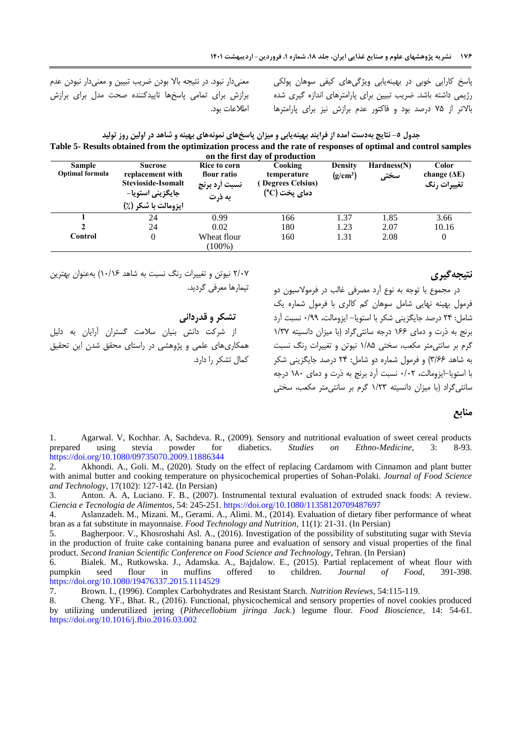پاسخ کارایی خوبی در بهینه‌یابی ویژگی‌های کیفی سوهان پولکی رژیمی داشته باشد. ضریب تبیین برای پارامترهای اندازه گیری شده بالاتر از ۷۵ درصد بود و فاکتور عدم برازش نیز برای پارامترها معنی‌دار نبود. در نتیجه بالا بودن ضریب تبیین و معنی‌دار نبودن عدم برازش برای تمامی پاسخ‌ها تاییدکننده صحت مدل برای برازش اطلاعات بود.

**جدول ۵- نتایج به‌دست آمده از فرایند بهینه‌یابی و میزان پاسخ‌های نمونه‌های بهینه و شاهد در اولین روز تولید**

**Table 5- Results obtained from the optimization process and the rate of responses of optimal and control samples on the first day of production**

| Sample Optimal formula | Sucrose replacement with Stevioside-Isomalt جایگزینی استویا- ایزومالت با شکر (٪) | Rice to corn flour ratio نسبت آرد برنج به ذرت | Cooking temperature ( Degrees Celsius) دمای پخت (°C) | Density (g/cm$^3$) | Hardness(N) سختی | Color change (ΔE) تغییرات رنگ |
|---|---|---|---|---|---|---|
| 1 | 24 | 0.99 | 166 | 1.37 | 1.85 | 3.66 |
| 2 | 24 | 0.02 | 180 | 1.23 | 2.07 | 10.16 |
| Control | 0 | Wheat flour (100%) | 160 | 1.31 | 2.08 | 0 |

## نتیجه‌گیری

در مجموع با توجه به نوع آرد مصرفی غالب در فرمولاسیون دو فرمول بهینه نهایی شامل سوهان کم کالری با فرمول شماره یک شامل: ۲۴ درصد جایگزینی شکر با استویا- ایزومالت، ۰/۹۹ نسبت آرد برنج به ذرت و دمای ۱۶۶ درجه سانتی‌گراد (با میزان دانسیته ۱/۳۷ گرم بر سانتی‌متر مکعب، سختی ۱/۸۵ نیوتن و تغییرات رنگ نسبت به شاهد ۳/۶۶) و فرمول شماره دو شامل: ۲۴ درصد جایگزینی شکر با استویا-ایزومالت، ۰/۰۲ نسبت آرد برنج به ذرت و دمای ۱۸۰ درجه سانتی‌گراد (با میزان دانسیته ۱/۲۳ گرم بر سانتی‌متر مکعب، سختی ۲/۰۷ نیوتن و تغییرات رنگ نسبت به شاهد ۱۰/۱۶) به‌عنوان بهترین تیمارها معرفی گردید.

## تشکر و قدردانی

از شرکت دانش بنیان سلامت گستران آرایان به دلیل همکاری‌های علمی و پژوهشی در راستای محقق شدن این تحقیق کمال تشکر را دارد.

## منابع

1. Agarwal. V, Kochhar. A, Sachdeva. R., (2009). Sensory and nutritional evaluation of sweet cereal products prepared using stevia powder for diabetics. *Studies on Ethno-Medicine*, 3: 8-93. https://doi.org/10.1080/09735070.2009.11886344
2. Akhondi. A., Goli. M., (2020). Study on the effect of replacing Cardamom with Cinnamon and plant butter with animal butter and cooking temperature on physicochemical properties of Sohan-Polaki. *Journal of Food Science and Technology*, 17(102): 127-142. (In Persian)
3. Anton. A. A, Luciano. F. B., (2007). Instrumental textural evaluation of extruded snack foods: A review. *Ciencia e Tecnologia de Alimentos*, 54: 245-251. https://doi.org/10.1080/11358120709487697
4. Aslanzadeh. M., Mizani. M., Gerami. A., Alimi. M., (2014). Evaluation of dietary fiber performance of wheat bran as a fat substitute in mayonnaise. *Food Technology and Nutrition*, 11(1): 21-31. (In Persian)
5. Bagherpoor. V., Khosroshahi Asl. A., (2016). Investigation of the possibility of substituting sugar with Stevia in the production of fruite cake containing banana puree and evaluation of sensory and visual properties of the final product. *Second Iranian Scientific Conference on Food Science and Technology*, Tehran. (In Persian)
6. Bialek. M., Rutkowska. J., Adamska. A., Bajdalow. E., (2015). Partial replacement of wheat flour with pumpkin seed flour in muffins offered to children. *Journal of Food*, 391-398. https://doi.org/10.1080/19476337.2015.1114529
7. Brown. I., (1996). Complex Carbohydrates and Resistant Starch. *Nutrition Reviews*, 54:115-119.
8. Cheng. YF., Bhat. R., (2016). Functional, physicochemical and sensory properties of novel cookies produced by utilizing underutilized jering (*Pithecellobium jiringa Jack*.) legume flour. *Food Bioscience*, 14: 54-61. https://doi.org/10.1016/j.fbio.2016.03.002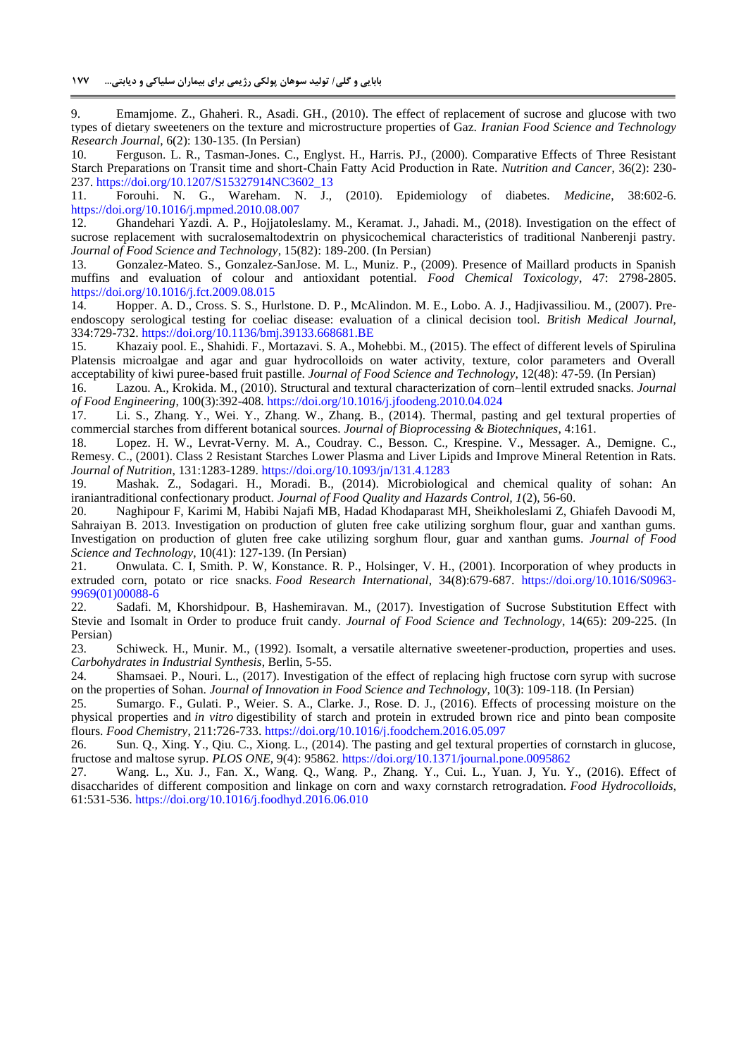9. Emamjome. Z., Ghaheri. R., Asadi. GH., (2010). The effect of replacement of sucrose and glucose with two types of dietary sweeteners on the texture and microstructure properties of Gaz. *Iranian Food Science and Technology Research Journal*, 6(2): 130-135. (In Persian)

10. Ferguson. L. R., Tasman-Jones. C., Englyst. H., Harris. PJ., (2000). Comparative Effects of Three Resistant Starch Preparations on Transit time and short-Chain Fatty Acid Production in Rate. *Nutrition and Cancer*, 36(2): 230-237. https://doi.org/10.1207/S15327914NC3602_13

11. Forouhi. N. G., Wareham. N. J., (2010). Epidemiology of diabetes. *Medicine*, 38:602-6. https://doi.org/10.1016/j.mpmed.2010.08.007

12. Ghandehari Yazdi. A. P., Hojjatoleslamy. M., Keramat. J., Jahadi. M., (2018). Investigation on the effect of sucrose replacement with sucralosemaltodextrin on physicochemical characteristics of traditional Nanberenji pastry. *Journal of Food Science and Technology*, 15(82): 189-200. (In Persian)

13. Gonzalez-Mateo. S., Gonzalez-SanJose. M. L., Muniz. P., (2009). Presence of Maillard products in Spanish muffins and evaluation of colour and antioxidant potential. *Food Chemical Toxicology*, 47: 2798-2805. https://doi.org/10.1016/j.fct.2009.08.015

14. Hopper. A. D., Cross. S. S., Hurlstone. D. P., McAlindon. M. E., Lobo. A. J., Hadjivassiliou. M., (2007). Pre-endoscopy serological testing for coeliac disease: evaluation of a clinical decision tool. *British Medical Journal*, 334:729-732. https://doi.org/10.1136/bmj.39133.668681.BE

15. Khazaiy pool. E., Shahidi. F., Mortazavi. S. A., Mohebbi. M., (2015). The effect of different levels of Spirulina Platensis microalgae and agar and guar hydrocolloids on water activity, texture, color parameters and Overall acceptability of kiwi puree-based fruit pastille. *Journal of Food Science and Technology*, 12(48): 47-59. (In Persian)

16. Lazou. A., Krokida. M., (2010). Structural and textural characterization of corn–lentil extruded snacks. *Journal of Food Engineering*, 100(3):392-408. https://doi.org/10.1016/j.jfoodeng.2010.04.024

17. Li. S., Zhang. Y., Wei. Y., Zhang. W., Zhang. B., (2014). Thermal, pasting and gel textural properties of commercial starches from different botanical sources. *Journal of Bioprocessing & Biotechniques*, 4:161.

18. Lopez. H. W., Levrat-Verny. M. A., Coudray. C., Besson. C., Krespine. V., Messager. A., Demigne. C., Remesy. C., (2001). Class 2 Resistant Starches Lower Plasma and Liver Lipids and Improve Mineral Retention in Rats. *Journal of Nutrition*, 131:1283-1289. https://doi.org/10.1093/jn/131.4.1283

19. Mashak. Z., Sodagari. H., Moradi. B., (2014). Microbiological and chemical quality of sohan: An iraniantraditional confectionary product. *Journal of Food Quality and Hazards Control*, *1*(2), 56-60.

20. Naghipour F, Karimi M, Habibi Najafi MB, Hadad Khodaparast MH, Sheikholeslami Z, Ghiafeh Davoodi M, Sahraiyan B. 2013. Investigation on production of gluten free cake utilizing sorghum flour, guar and xanthan gums. Investigation on production of gluten free cake utilizing sorghum flour, guar and xanthan gums. *Journal of Food Science and Technology*, 10(41): 127-139. (In Persian)

21. Onwulata. C. I, Smith. P. W, Konstance. R. P., Holsinger, V. H., (2001). Incorporation of whey products in extruded corn, potato or rice snacks. *Food Research International*, 34(8):679-687. https://doi.org/10.1016/S0963-9969(01)00088-6

22. Sadafi. M, Khorshidpour. B, Hashemiravan. M., (2017). Investigation of Sucrose Substitution Effect with Stevie and Isomalt in Order to produce fruit candy. *Journal of Food Science and Technology*, 14(65): 209-225. (In Persian)

23. Schiweck. H., Munir. M., (1992). Isomalt, a versatile alternative sweetener-production, properties and uses. *Carbohydrates in Industrial Synthesis*, Berlin, 5-55.

24. Shamsaei. P., Nouri. L., (2017). Investigation of the effect of replacing high fructose corn syrup with sucrose on the properties of Sohan. *Journal of Innovation in Food Science and Technology*, 10(3): 109-118. (In Persian)

25. Sumargo. F., Gulati. P., Weier. S. A., Clarke. J., Rose. D. J., (2016). Effects of processing moisture on the physical properties and *in vitro* digestibility of starch and protein in extruded brown rice and pinto bean composite flours. *Food Chemistry*, 211:726-733. https://doi.org/10.1016/j.foodchem.2016.05.097

26. Sun. Q., Xing. Y., Qiu. C., Xiong. L., (2014). The pasting and gel textural properties of cornstarch in glucose, fructose and maltose syrup. *PLOS ONE*, 9(4): 95862. https://doi.org/10.1371/journal.pone.0095862

27. Wang. L., Xu. J., Fan. X., Wang. Q., Wang. P., Zhang. Y., Cui. L., Yuan. J, Yu. Y., (2016). Effect of disaccharides of different composition and linkage on corn and waxy cornstarch retrogradation. *Food Hydrocolloids*, 61:531-536. https://doi.org/10.1016/j.foodhyd.2016.06.010